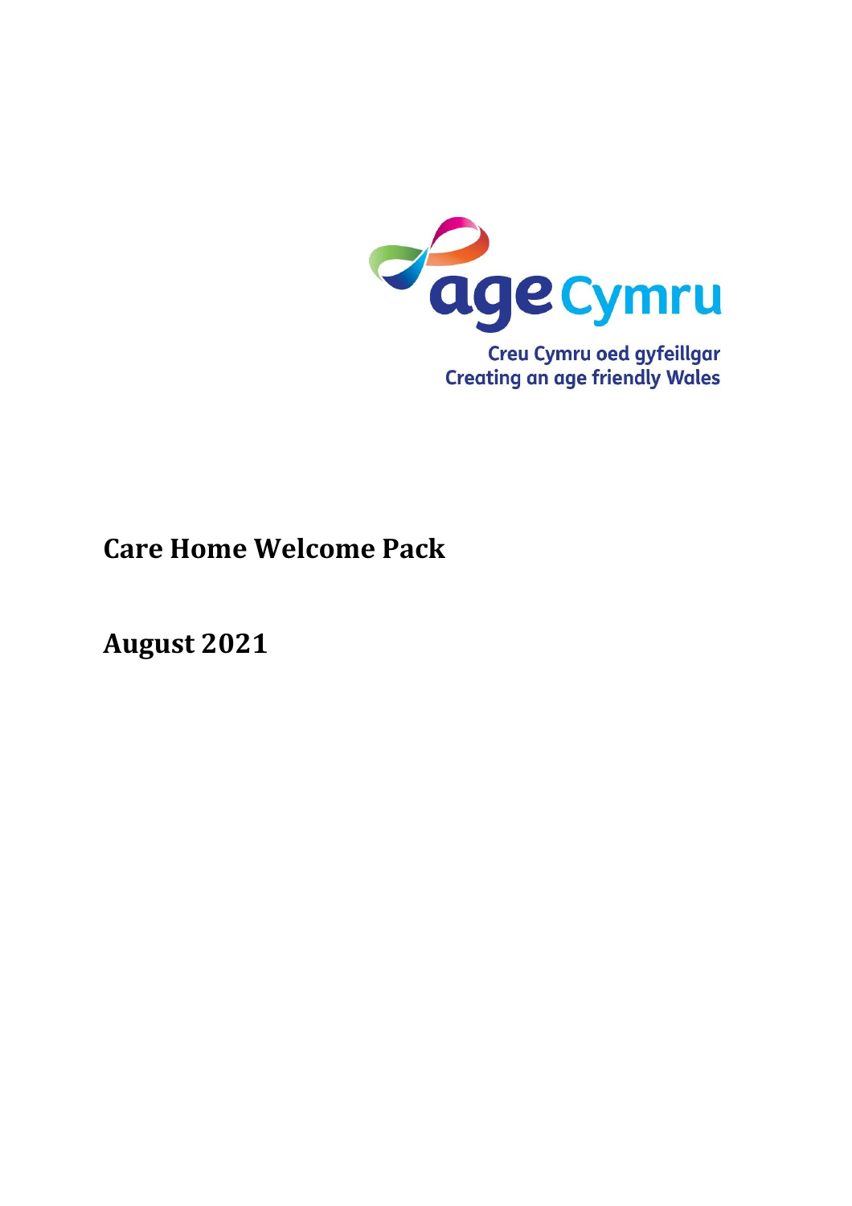age Cymru

Creu Cymru oed gyfeillgar
Creating an age friendly Wales

# Care Home Welcome Pack

## August 2021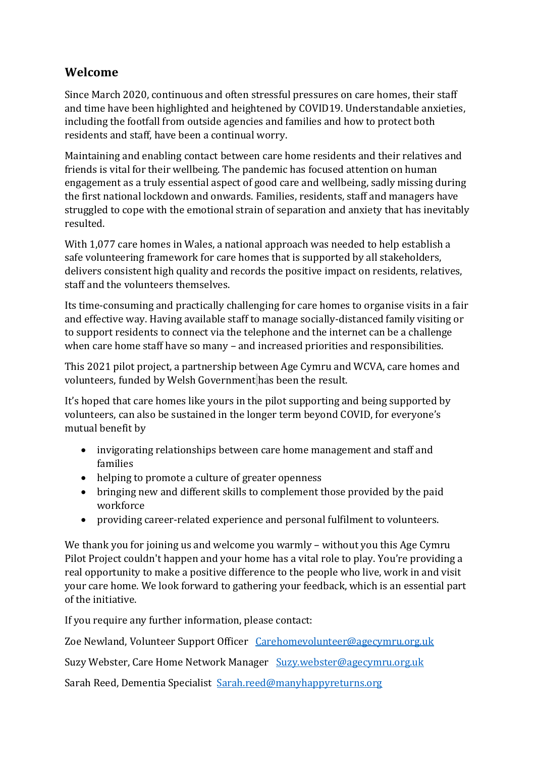## Welcome

Since March 2020, continuous and often stressful pressures on care homes, their staff and time have been highlighted and heightened by COVID19. Understandable anxieties, including the footfall from outside agencies and families and how to protect both residents and staff, have been a continual worry.

Maintaining and enabling contact between care home residents and their relatives and friends is vital for their wellbeing. The pandemic has focused attention on human engagement as a truly essential aspect of good care and wellbeing, sadly missing during the first national lockdown and onwards. Families, residents, staff and managers have struggled to cope with the emotional strain of separation and anxiety that has inevitably resulted.

With 1,077 care homes in Wales, a national approach was needed to help establish a safe volunteering framework for care homes that is supported by all stakeholders, delivers consistent high quality and records the positive impact on residents, relatives, staff and the volunteers themselves.

Its time-consuming and practically challenging for care homes to organise visits in a fair and effective way. Having available staff to manage socially-distanced family visiting or to support residents to connect via the telephone and the internet can be a challenge when care home staff have so many – and increased priorities and responsibilities.

This 2021 pilot project, a partnership between Age Cymru and WCVA, care homes and volunteers, funded by Welsh Government has been the result.

It's hoped that care homes like yours in the pilot supporting and being supported by volunteers, can also be sustained in the longer term beyond COVID, for everyone's mutual benefit by

- invigorating relationships between care home management and staff and families
- helping to promote a culture of greater openness
- bringing new and different skills to complement those provided by the paid workforce
- providing career-related experience and personal fulfilment to volunteers.

We thank you for joining us and welcome you warmly – without you this Age Cymru Pilot Project couldn't happen and your home has a vital role to play. You're providing a real opportunity to make a positive difference to the people who live, work in and visit your care home. We look forward to gathering your feedback, which is an essential part of the initiative.

If you require any further information, please contact:

Zoe Newland, Volunteer Support Officer Carehomevolunteer@agecymru.org.uk

Suzy Webster, Care Home Network Manager Suzy.webster@agecymru.org.uk

Sarah Reed, Dementia Specialist Sarah.reed@manyhappyreturns.org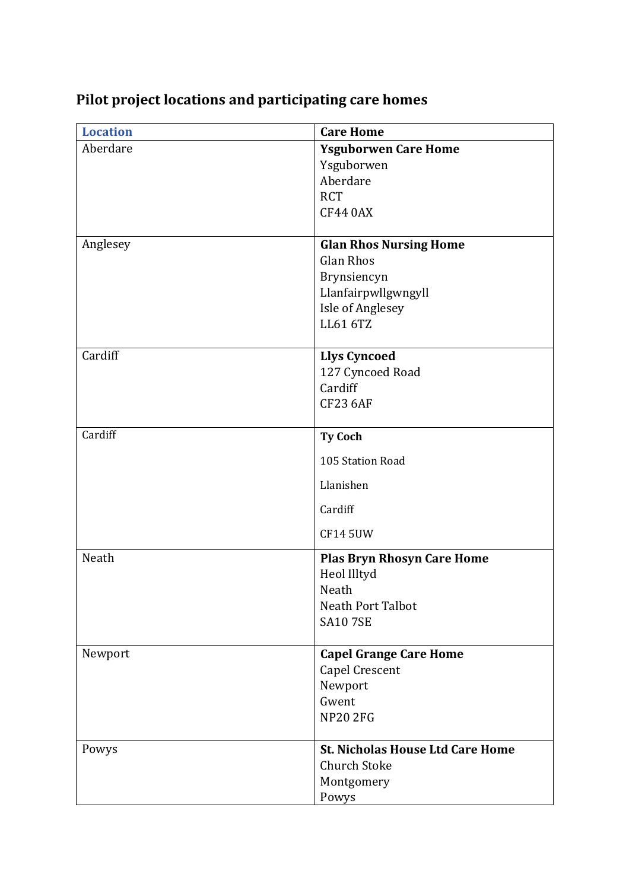## Pilot project locations and participating care homes

| Location | Care Home |
|---|---|
| Aberdare | **Ysguborwen Care Home**<br>Ysguborwen<br>Aberdare<br>RCT<br>CF44 0AX |
| Anglesey | **Glan Rhos Nursing Home**<br>Glan Rhos<br>Brynsiencyn<br>Llanfairpwllgwngyll<br>Isle of Anglesey<br>LL61 6TZ |
| Cardiff | **Llys Cyncoed**<br>127 Cyncoed Road<br>Cardiff<br>CF23 6AF |
| Cardiff | **Ty Coch**<br>105 Station Road<br>Llanishen<br>Cardiff<br>CF14 5UW |
| Neath | **Plas Bryn Rhosyn Care Home**<br>Heol Illtyd<br>Neath<br>Neath Port Talbot<br>SA10 7SE |
| Newport | **Capel Grange Care Home**<br>Capel Crescent<br>Newport<br>Gwent<br>NP20 2FG |
| Powys | **St. Nicholas House Ltd Care Home**<br>Church Stoke<br>Montgomery<br>Powys |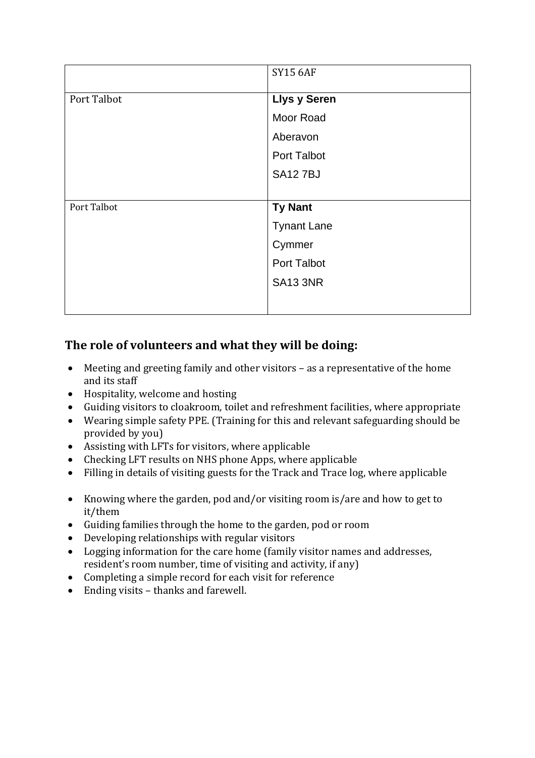| | |
|---|---|
| | SY15 6AF |
| Port Talbot | **Llys y Seren**<br>Moor Road<br>Aberavon<br>Port Talbot<br>SA12 7BJ |
| Port Talbot | **Ty Nant**<br>Tynant Lane<br>Cymmer<br>Port Talbot<br>SA13 3NR |

## The role of volunteers and what they will be doing:

- Meeting and greeting family and other visitors – as a representative of the home and its staff
- Hospitality, welcome and hosting
- Guiding visitors to cloakroom, toilet and refreshment facilities, where appropriate
- Wearing simple safety PPE. (Training for this and relevant safeguarding should be provided by you)
- Assisting with LFTs for visitors, where applicable
- Checking LFT results on NHS phone Apps, where applicable
- Filling in details of visiting guests for the Track and Trace log, where applicable

- Knowing where the garden, pod and/or visiting room is/are and how to get to it/them
- Guiding families through the home to the garden, pod or room
- Developing relationships with regular visitors
- Logging information for the care home (family visitor names and addresses, resident's room number, time of visiting and activity, if any)
- Completing a simple record for each visit for reference
- Ending visits – thanks and farewell.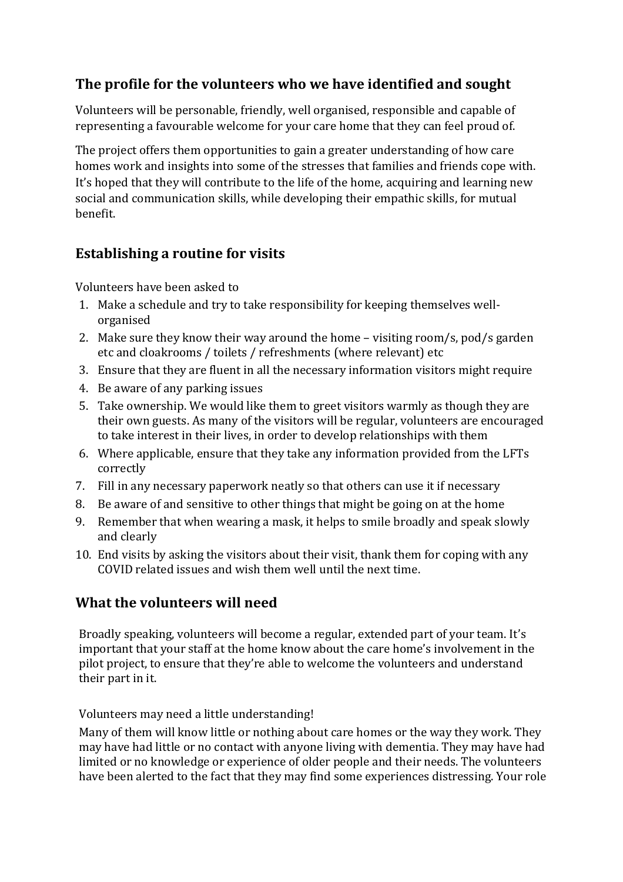## The profile for the volunteers who we have identified and sought

Volunteers will be personable, friendly, well organised, responsible and capable of representing a favourable welcome for your care home that they can feel proud of.

The project offers them opportunities to gain a greater understanding of how care homes work and insights into some of the stresses that families and friends cope with. It's hoped that they will contribute to the life of the home, acquiring and learning new social and communication skills, while developing their empathic skills, for mutual benefit.

## Establishing a routine for visits

Volunteers have been asked to

1. Make a schedule and try to take responsibility for keeping themselves well-organised
2. Make sure they know their way around the home – visiting room/s, pod/s garden etc and cloakrooms / toilets / refreshments (where relevant) etc
3. Ensure that they are fluent in all the necessary information visitors might require
4. Be aware of any parking issues
5. Take ownership. We would like them to greet visitors warmly as though they are their own guests. As many of the visitors will be regular, volunteers are encouraged to take interest in their lives, in order to develop relationships with them
6. Where applicable, ensure that they take any information provided from the LFTs correctly
7. Fill in any necessary paperwork neatly so that others can use it if necessary
8. Be aware of and sensitive to other things that might be going on at the home
9. Remember that when wearing a mask, it helps to smile broadly and speak slowly and clearly
10. End visits by asking the visitors about their visit, thank them for coping with any COVID related issues and wish them well until the next time.

## What the volunteers will need

Broadly speaking, volunteers will become a regular, extended part of your team. It's important that your staff at the home know about the care home's involvement in the pilot project, to ensure that they're able to welcome the volunteers and understand their part in it.

Volunteers may need a little understanding!

Many of them will know little or nothing about care homes or the way they work. They may have had little or no contact with anyone living with dementia. They may have had limited or no knowledge or experience of older people and their needs. The volunteers have been alerted to the fact that they may find some experiences distressing. Your role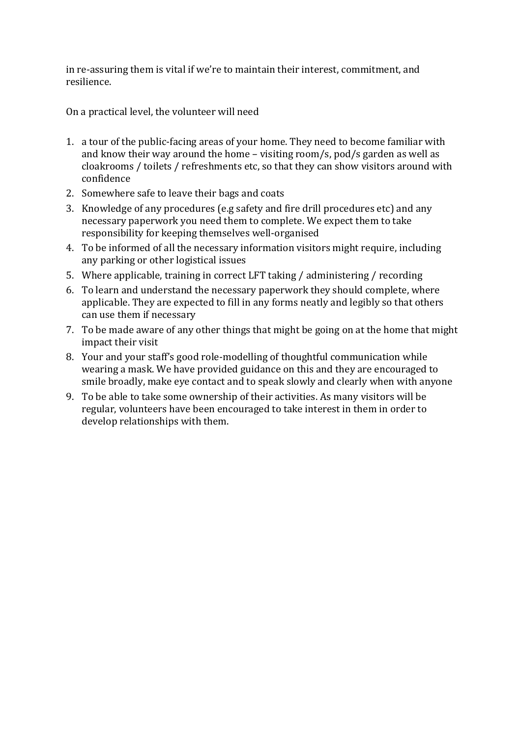in re-assuring them is vital if we're to maintain their interest, commitment, and resilience.

On a practical level, the volunteer will need

1. a tour of the public-facing areas of your home. They need to become familiar with and know their way around the home – visiting room/s, pod/s garden as well as cloakrooms / toilets / refreshments etc, so that they can show visitors around with confidence
2. Somewhere safe to leave their bags and coats
3. Knowledge of any procedures (e.g safety and fire drill procedures etc) and any necessary paperwork you need them to complete. We expect them to take responsibility for keeping themselves well-organised
4. To be informed of all the necessary information visitors might require, including any parking or other logistical issues
5. Where applicable, training in correct LFT taking / administering / recording
6. To learn and understand the necessary paperwork they should complete, where applicable. They are expected to fill in any forms neatly and legibly so that others can use them if necessary
7. To be made aware of any other things that might be going on at the home that might impact their visit
8. Your and your staff's good role-modelling of thoughtful communication while wearing a mask. We have provided guidance on this and they are encouraged to smile broadly, make eye contact and to speak slowly and clearly when with anyone
9. To be able to take some ownership of their activities. As many visitors will be regular, volunteers have been encouraged to take interest in them in order to develop relationships with them.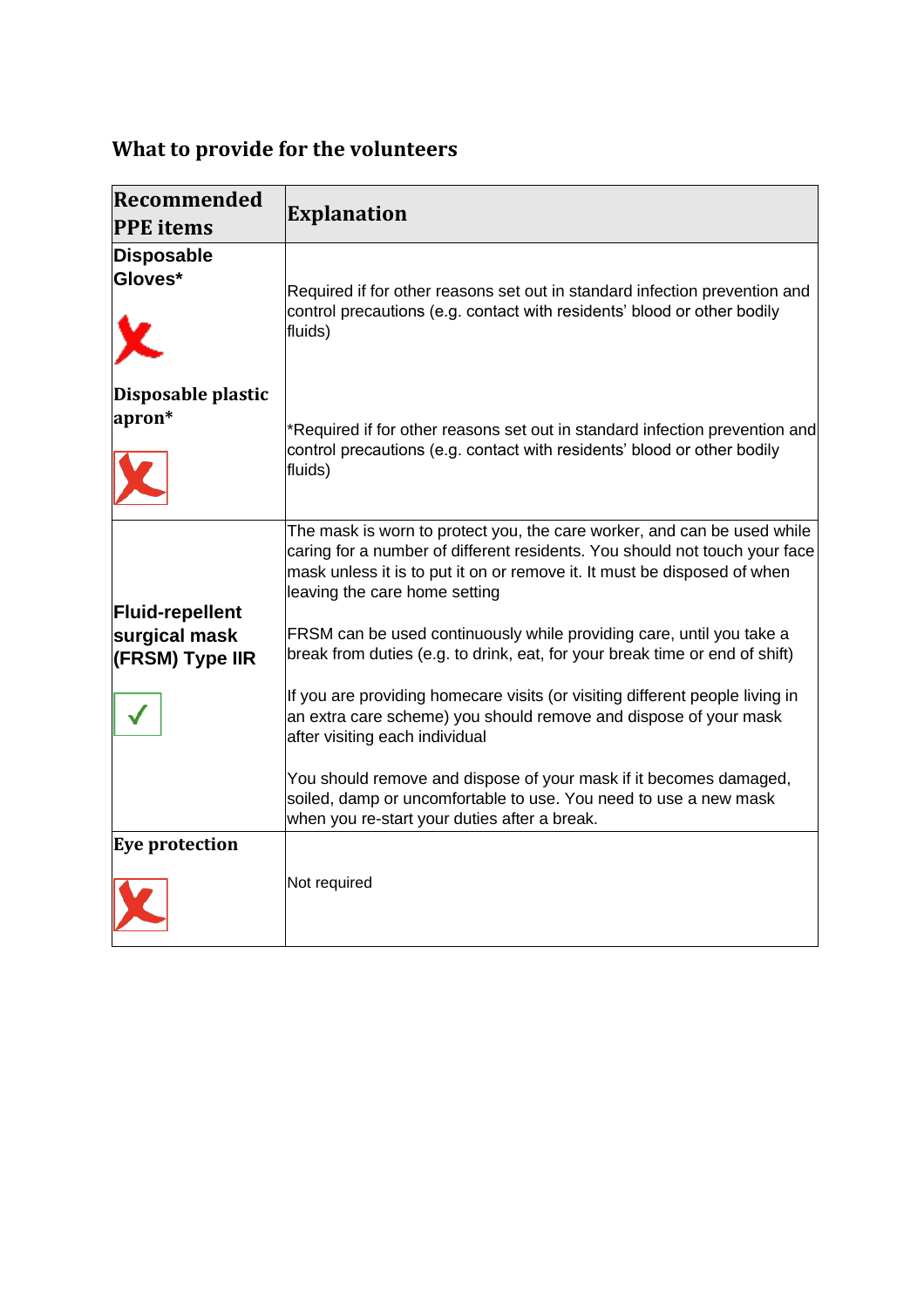## What to provide for the volunteers

| Recommended PPE items | Explanation |
| --- | --- |
| **Disposable Gloves*** ✗ | Required if for other reasons set out in standard infection prevention and control precautions (e.g. contact with residents' blood or other bodily fluids) |
| **Disposable plastic apron*** ✗ | *Required if for other reasons set out in standard infection prevention and control precautions (e.g. contact with residents' blood or other bodily fluids) |
| **Fluid-repellent surgical mask (FRSM) Type IIR** ✓ | The mask is worn to protect you, the care worker, and can be used while caring for a number of different residents. You should not touch your face mask unless it is to put it on or remove it. It must be disposed of when leaving the care home setting<br><br>FRSM can be used continuously while providing care, until you take a break from duties (e.g. to drink, eat, for your break time or end of shift)<br><br>If you are providing homecare visits (or visiting different people living in an extra care scheme) you should remove and dispose of your mask after visiting each individual<br><br>You should remove and dispose of your mask if it becomes damaged, soiled, damp or uncomfortable to use. You need to use a new mask when you re-start your duties after a break. |
| **Eye protection** ✗ | Not required |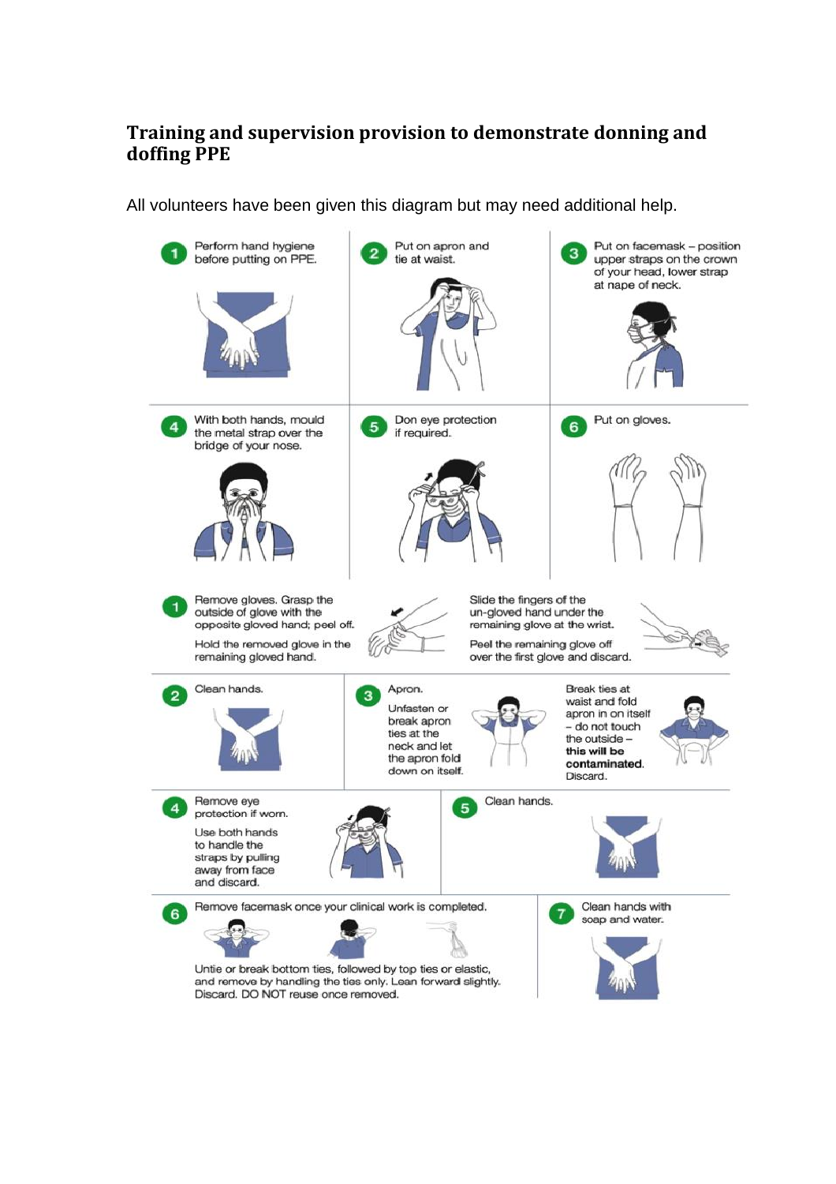## Training and supervision provision to demonstrate donning and doffing PPE

All volunteers have been given this diagram but may need additional help.

1. Perform hand hygiene before putting on PPE.
2. Put on apron and tie at waist.
3. Put on facemask – position upper straps on the crown of your head, lower strap at nape of neck.
4. With both hands, mould the metal strap over the bridge of your nose.
5. Don eye protection if required.
6. Put on gloves.

1. Remove gloves. Grasp the outside of glove with the opposite gloved hand; peel off.

   Hold the removed glove in the remaining gloved hand.

   Slide the fingers of the un-gloved hand under the remaining glove at the wrist.

   Peel the remaining glove off over the first glove and discard.
2. Clean hands.
3. Apron.

   Unfasten or break apron ties at the neck and let the apron fold down on itself.

   Break ties at waist and fold apron in on itself – do not touch the outside – **this will be contaminated**. Discard.
4. Remove eye protection if worn.

   Use both hands to handle the straps by pulling away from face and discard.
5. Clean hands.
6. Remove facemask once your clinical work is completed.

   Untie or break bottom ties, followed by top ties or elastic, and remove by handling the ties only. Lean forward slightly. Discard. DO NOT reuse once removed.
7. Clean hands with soap and water.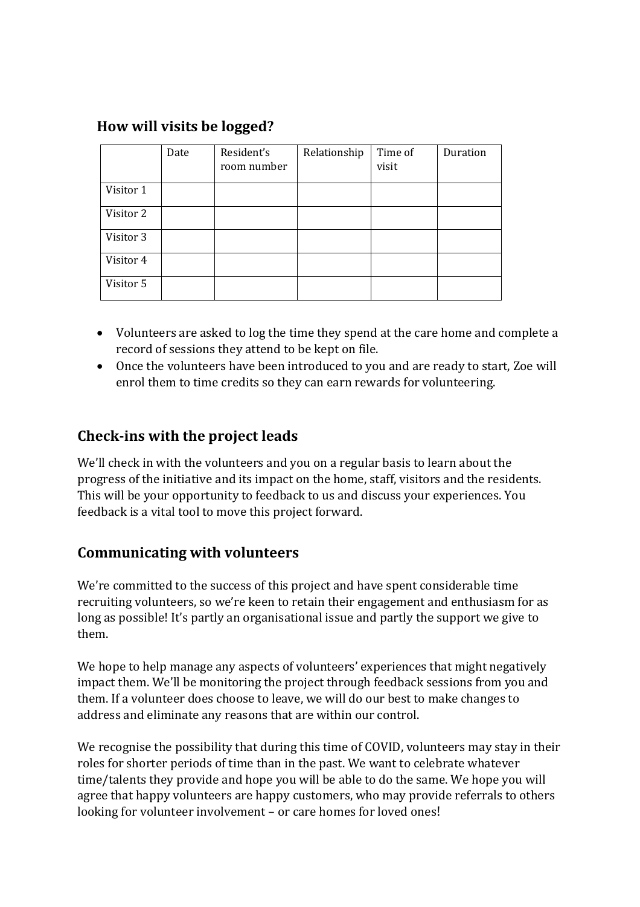### How will visits be logged?

| | Date | Resident's room number | Relationship | Time of visit | Duration |
|---|---|---|---|---|---|
| Visitor 1 | | | | | |
| Visitor 2 | | | | | |
| Visitor 3 | | | | | |
| Visitor 4 | | | | | |
| Visitor 5 | | | | | |

- Volunteers are asked to log the time they spend at the care home and complete a record of sessions they attend to be kept on file.
- Once the volunteers have been introduced to you and are ready to start, Zoe will enrol them to time credits so they can earn rewards for volunteering.

## Check-ins with the project leads

We'll check in with the volunteers and you on a regular basis to learn about the progress of the initiative and its impact on the home, staff, visitors and the residents. This will be your opportunity to feedback to us and discuss your experiences. You feedback is a vital tool to move this project forward.

## Communicating with volunteers

We're committed to the success of this project and have spent considerable time recruiting volunteers, so we're keen to retain their engagement and enthusiasm for as long as possible! It's partly an organisational issue and partly the support we give to them.

We hope to help manage any aspects of volunteers' experiences that might negatively impact them. We'll be monitoring the project through feedback sessions from you and them. If a volunteer does choose to leave, we will do our best to make changes to address and eliminate any reasons that are within our control.

We recognise the possibility that during this time of COVID, volunteers may stay in their roles for shorter periods of time than in the past. We want to celebrate whatever time/talents they provide and hope you will be able to do the same. We hope you will agree that happy volunteers are happy customers, who may provide referrals to others looking for volunteer involvement – or care homes for loved ones!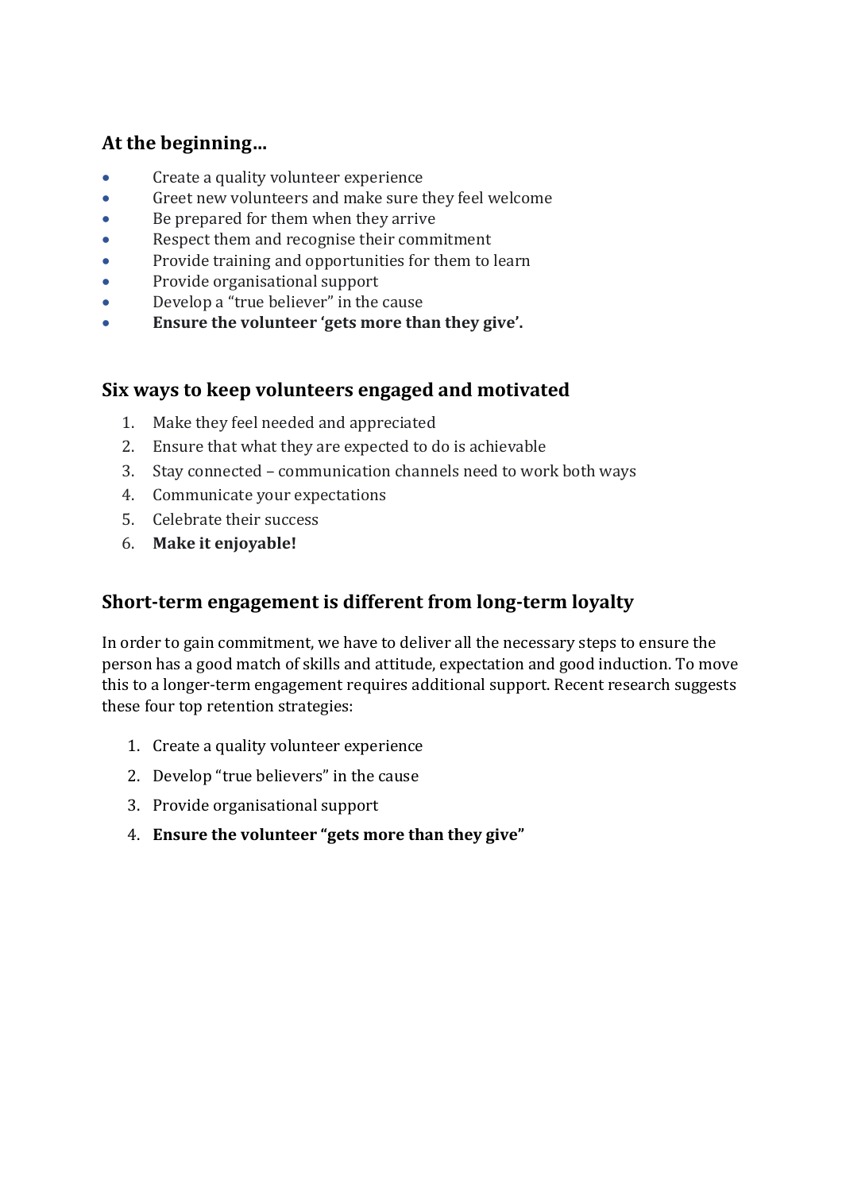### At the beginning…

- Create a quality volunteer experience
- Greet new volunteers and make sure they feel welcome
- Be prepared for them when they arrive
- Respect them and recognise their commitment
- Provide training and opportunities for them to learn
- Provide organisational support
- Develop a "true believer" in the cause
- **Ensure the volunteer 'gets more than they give'.**

### Six ways to keep volunteers engaged and motivated

1. Make they feel needed and appreciated
2. Ensure that what they are expected to do is achievable
3. Stay connected – communication channels need to work both ways
4. Communicate your expectations
5. Celebrate their success
6. **Make it enjoyable!**

### Short-term engagement is different from long-term loyalty

In order to gain commitment, we have to deliver all the necessary steps to ensure the person has a good match of skills and attitude, expectation and good induction. To move this to a longer-term engagement requires additional support. Recent research suggests these four top retention strategies:

1. Create a quality volunteer experience
2. Develop "true believers" in the cause
3. Provide organisational support
4. **Ensure the volunteer "gets more than they give"**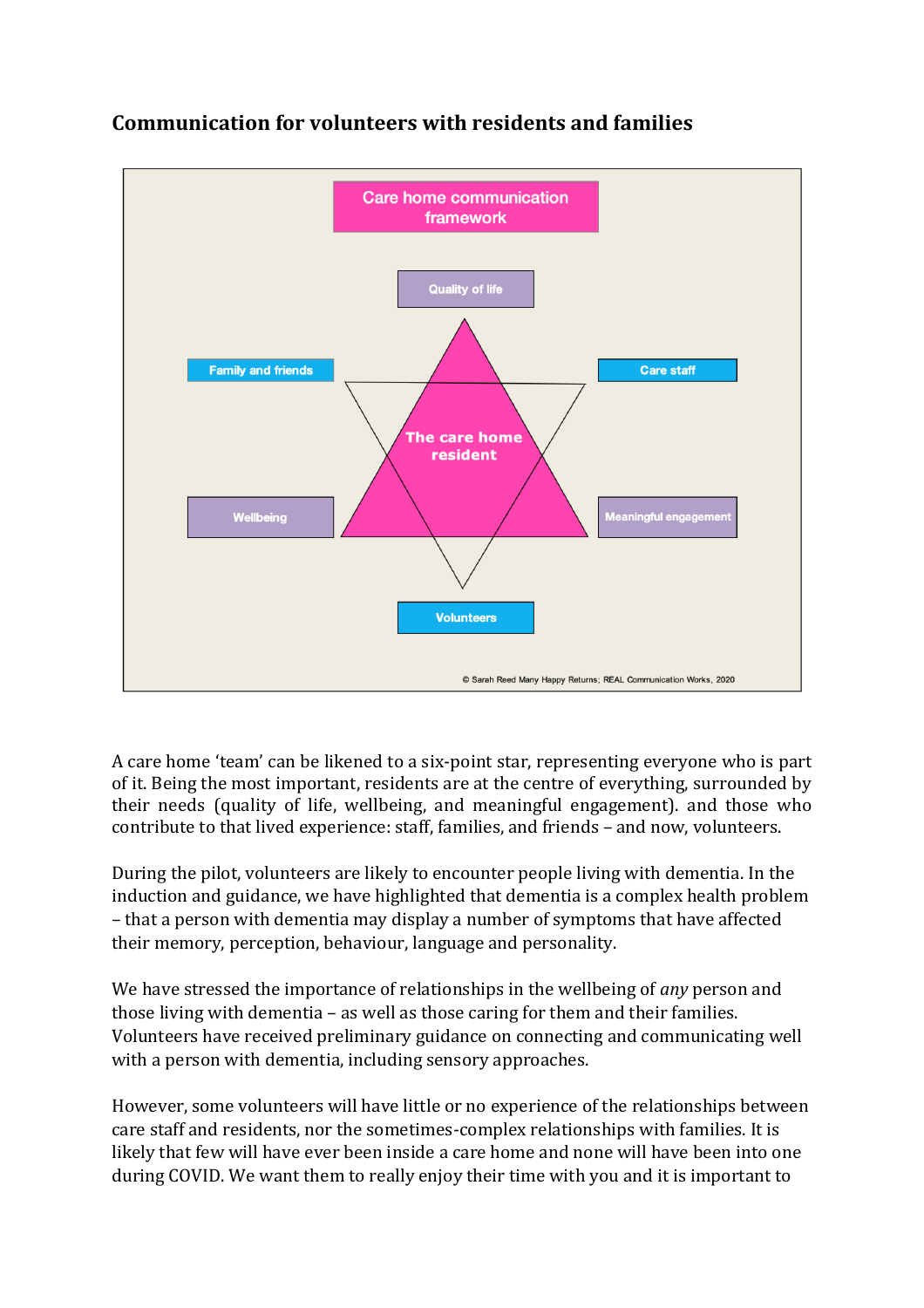## Communication for volunteers with residents and families

Care home communication framework

Quality of life

Family and friends

Care staff

The care home resident

Wellbeing

Meaningful engagement

Volunteers

© Sarah Reed Many Happy Returns; REAL Communication Works, 2020

A care home 'team' can be likened to a six-point star, representing everyone who is part of it. Being the most important, residents are at the centre of everything, surrounded by their needs (quality of life, wellbeing, and meaningful engagement). and those who contribute to that lived experience: staff, families, and friends – and now, volunteers.

During the pilot, volunteers are likely to encounter people living with dementia. In the induction and guidance, we have highlighted that dementia is a complex health problem – that a person with dementia may display a number of symptoms that have affected their memory, perception, behaviour, language and personality.

We have stressed the importance of relationships in the wellbeing of *any* person and those living with dementia – as well as those caring for them and their families. Volunteers have received preliminary guidance on connecting and communicating well with a person with dementia, including sensory approaches.

However, some volunteers will have little or no experience of the relationships between care staff and residents, nor the sometimes-complex relationships with families. It is likely that few will have ever been inside a care home and none will have been into one during COVID. We want them to really enjoy their time with you and it is important to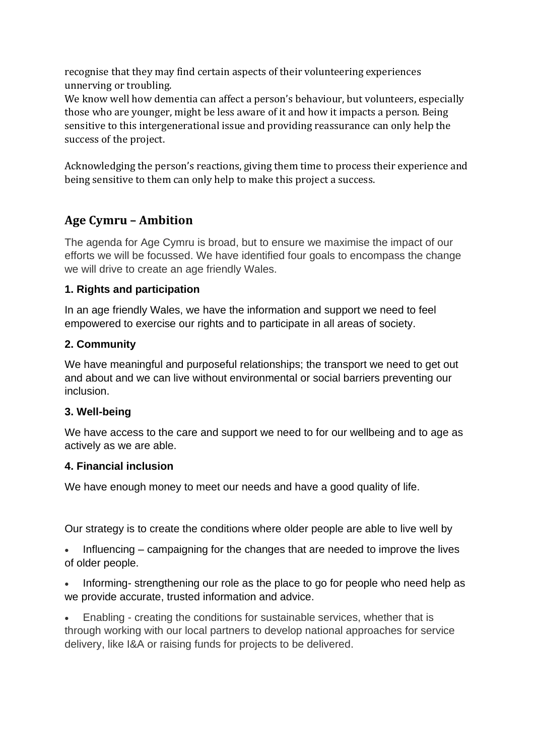recognise that they may find certain aspects of their volunteering experiences unnerving or troubling.
We know well how dementia can affect a person's behaviour, but volunteers, especially those who are younger, might be less aware of it and how it impacts a person. Being sensitive to this intergenerational issue and providing reassurance can only help the success of the project.

Acknowledging the person's reactions, giving them time to process their experience and being sensitive to them can only help to make this project a success.

## Age Cymru – Ambition

The agenda for Age Cymru is broad, but to ensure we maximise the impact of our efforts we will be focussed. We have identified four goals to encompass the change we will drive to create an age friendly Wales.

**1. Rights and participation**

In an age friendly Wales, we have the information and support we need to feel empowered to exercise our rights and to participate in all areas of society.

**2. Community**

We have meaningful and purposeful relationships; the transport we need to get out and about and we can live without environmental or social barriers preventing our inclusion.

**3. Well-being**

We have access to the care and support we need to for our wellbeing and to age as actively as we are able.

**4. Financial inclusion**

We have enough money to meet our needs and have a good quality of life.

Our strategy is to create the conditions where older people are able to live well by

- Influencing – campaigning for the changes that are needed to improve the lives of older people.
- Informing- strengthening our role as the place to go for people who need help as we provide accurate, trusted information and advice.
- Enabling - creating the conditions for sustainable services, whether that is through working with our local partners to develop national approaches for service delivery, like I&A or raising funds for projects to be delivered.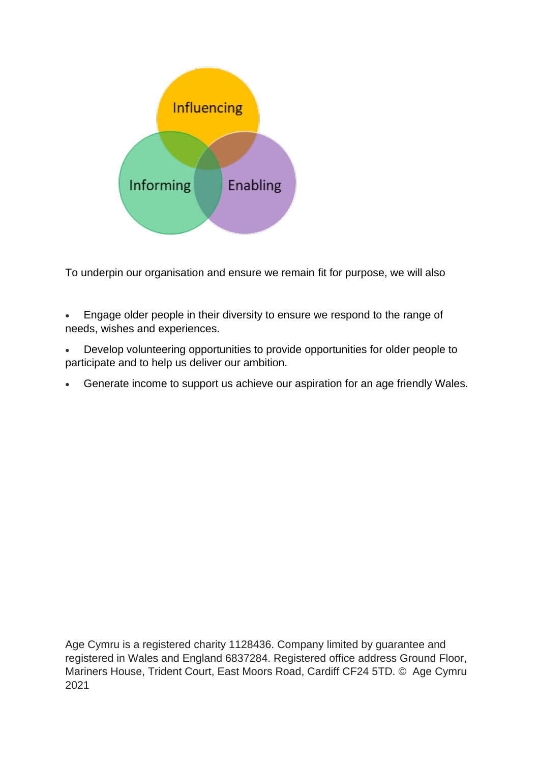Influencing

Informing

Enabling

To underpin our organisation and ensure we remain fit for purpose, we will also

- Engage older people in their diversity to ensure we respond to the range of needs, wishes and experiences.
- Develop volunteering opportunities to provide opportunities for older people to participate and to help us deliver our ambition.
- Generate income to support us achieve our aspiration for an age friendly Wales.

Age Cymru is a registered charity 1128436. Company limited by guarantee and registered in Wales and England 6837284. Registered office address Ground Floor, Mariners House, Trident Court, East Moors Road, Cardiff CF24 5TD. © Age Cymru 2021